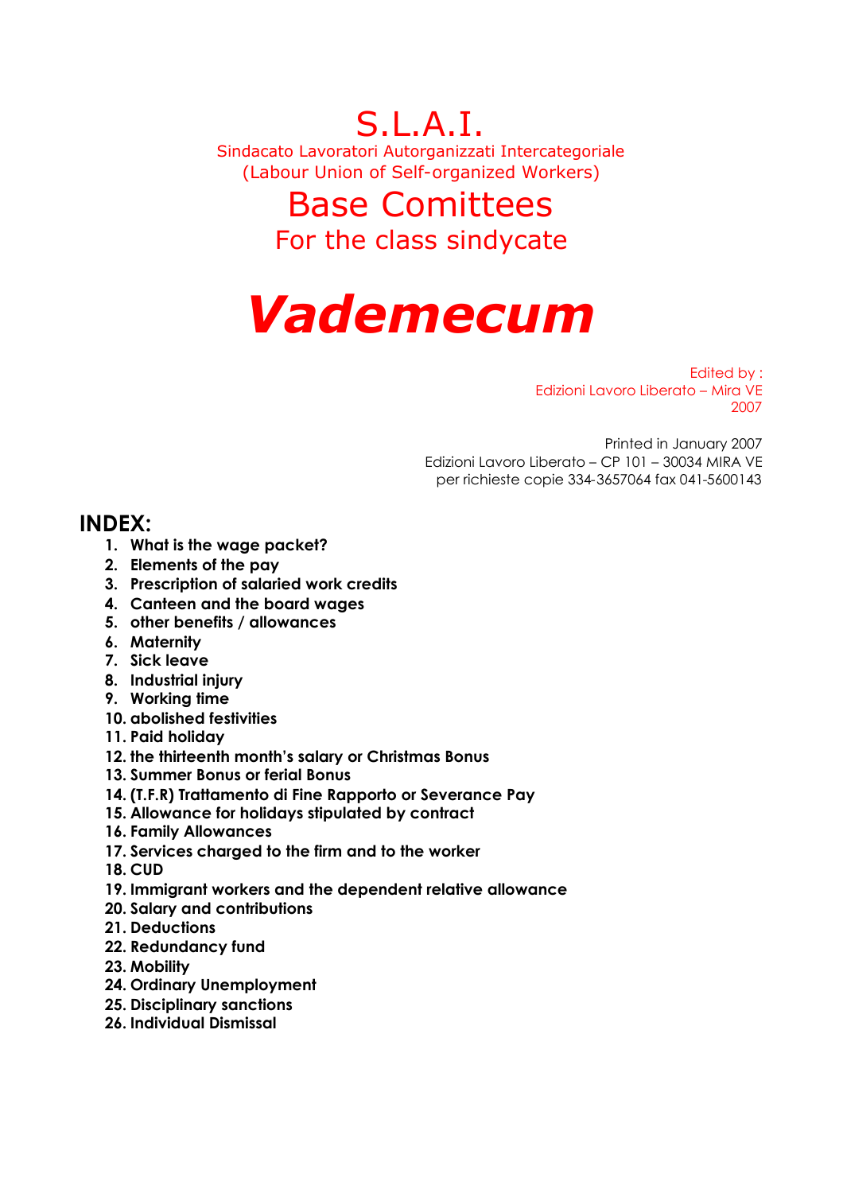# S.L.A.I.

Sindacato Lavoratori Autorganizzati Intercategoriale
(Labour Union of Self-organized Workers)

## Base Comittees

For the class sindycate

# *Vademecum*

Edited by :
Edizioni Lavoro Liberato – Mira VE
2007

Printed in January 2007
Edizioni Lavoro Liberato – CP 101 – 30034 MIRA VE
per richieste copie 334-3657064 fax 041-5600143

## INDEX:

1. **What is the wage packet?**
2. **Elements of the pay**
3. **Prescription of salaried work credits**
4. **Canteen and the board wages**
5. **other benefits / allowances**
6. **Maternity**
7. **Sick leave**
8. **Industrial injury**
9. **Working time**
10. **abolished festivities**
11. **Paid holiday**
12. **the thirteenth month's salary or Christmas Bonus**
13. **Summer Bonus or ferial Bonus**
14. **(T.F.R) Trattamento di Fine Rapporto or Severance Pay**
15. **Allowance for holidays stipulated by contract**
16. **Family Allowances**
17. **Services charged to the firm and to the worker**
18. **CUD**
19. **Immigrant workers and the dependent relative allowance**
20. **Salary and contributions**
21. **Deductions**
22. **Redundancy fund**
23. **Mobility**
24. **Ordinary Unemployment**
25. **Disciplinary sanctions**
26. **Individual Dismissal**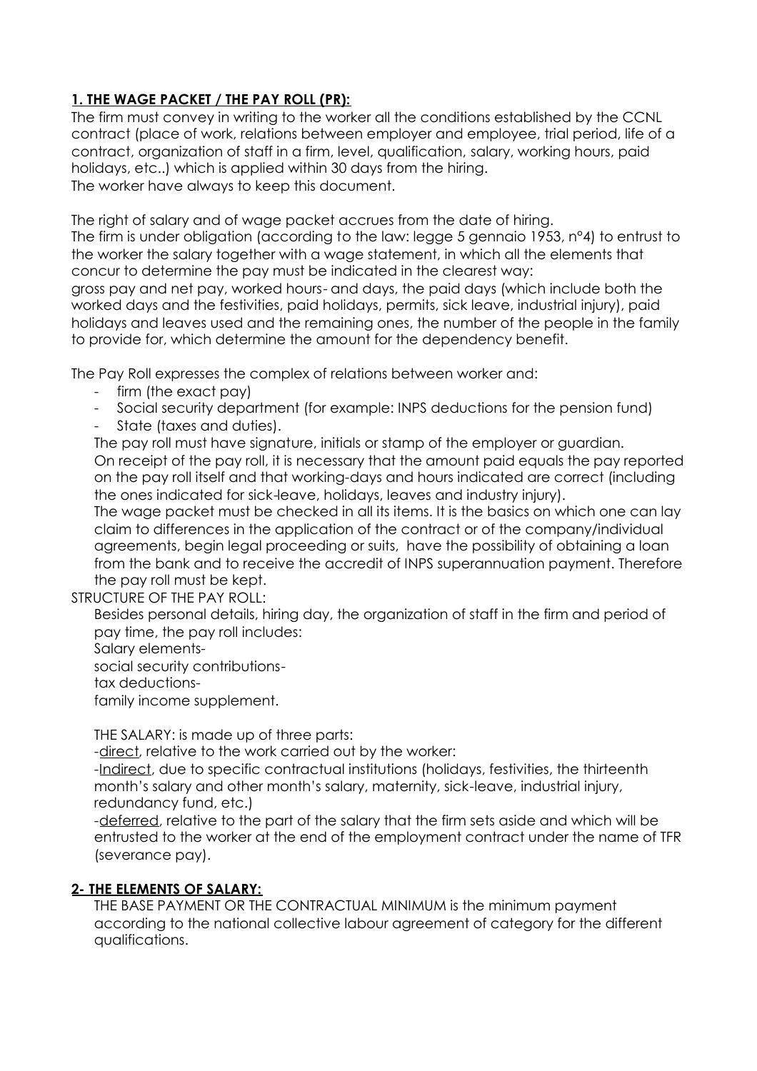## **1. THE WAGE PACKET / THE PAY ROLL (PR):**

The firm must convey in writing to the worker all the conditions established by the CCNL contract (place of work, relations between employer and employee, trial period, life of a contract, organization of staff in a firm, level, qualification, salary, working hours, paid holidays, etc..) which is applied within 30 days from the hiring.
The worker have always to keep this document.

The right of salary and of wage packet accrues from the date of hiring.
The firm is under obligation (according to the law: legge 5 gennaio 1953, n°4) to entrust to the worker the salary together with a wage statement, in which all the elements that concur to determine the pay must be indicated in the clearest way:
gross pay and net pay, worked hours- and days, the paid days (which include both the worked days and the festivities, paid holidays, permits, sick leave, industrial injury), paid holidays and leaves used and the remaining ones, the number of the people in the family to provide for, which determine the amount for the dependency benefit.

The Pay Roll expresses the complex of relations between worker and:

- firm (the exact pay)
- Social security department (for example: INPS deductions for the pension fund)
- State (taxes and duties).

The pay roll must have signature, initials or stamp of the employer or guardian.
On receipt of the pay roll, it is necessary that the amount paid equals the pay reported on the pay roll itself and that working-days and hours indicated are correct (including the ones indicated for sick-leave, holidays, leaves and industry injury).
The wage packet must be checked in all its items. It is the basics on which one can lay claim to differences in the application of the contract or of the company/individual agreements, begin legal proceeding or suits, have the possibility of obtaining a loan from the bank and to receive the accredit of INPS superannuation payment. Therefore the pay roll must be kept.

STRUCTURE OF THE PAY ROLL:

Besides personal details, hiring day, the organization of staff in the firm and period of pay time, the pay roll includes:
Salary elements-
social security contributions-
tax deductions-
family income supplement.

THE SALARY: is made up of three parts:

-<u>direct</u>, relative to the work carried out by the worker:

-<u>Indirect</u>, due to specific contractual institutions (holidays, festivities, the thirteenth month's salary and other month's salary, maternity, sick-leave, industrial injury, redundancy fund, etc.)

-<u>deferred</u>, relative to the part of the salary that the firm sets aside and which will be entrusted to the worker at the end of the employment contract under the name of TFR (severance pay).

## **2- THE ELEMENTS OF SALARY:**

THE BASE PAYMENT OR THE CONTRACTUAL MINIMUM is the minimum payment according to the national collective labour agreement of category for the different qualifications.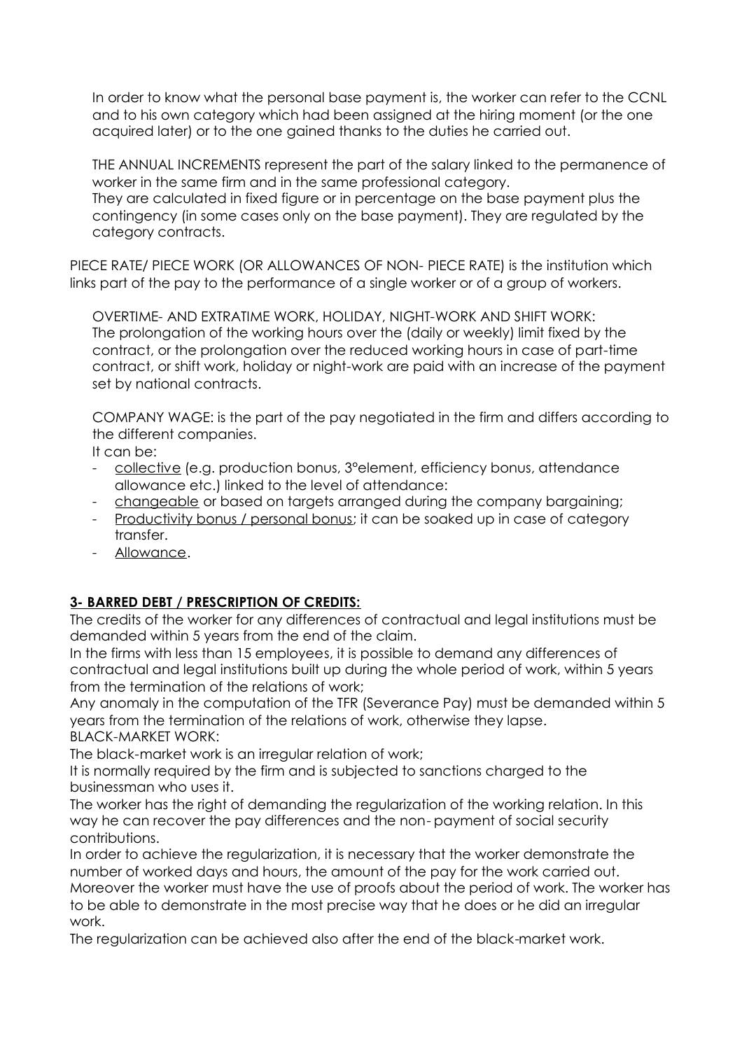In order to know what the personal base payment is, the worker can refer to the CCNL and to his own category which had been assigned at the hiring moment (or the one acquired later) or to the one gained thanks to the duties he carried out.

THE ANNUAL INCREMENTS represent the part of the salary linked to the permanence of worker in the same firm and in the same professional category.
They are calculated in fixed figure or in percentage on the base payment plus the contingency (in some cases only on the base payment). They are regulated by the category contracts.

PIECE RATE/ PIECE WORK (OR ALLOWANCES OF NON- PIECE RATE) is the institution which links part of the pay to the performance of a single worker or of a group of workers.

OVERTIME- AND EXTRATIME WORK, HOLIDAY, NIGHT-WORK AND SHIFT WORK:
The prolongation of the working hours over the (daily or weekly) limit fixed by the contract, or the prolongation over the reduced working hours in case of part-time contract, or shift work, holiday or night-work are paid with an increase of the payment set by national contracts.

COMPANY WAGE: is the part of the pay negotiated in the firm and differs according to the different companies.
It can be:

- <u>collective</u> (e.g. production bonus, 3°element, efficiency bonus, attendance allowance etc.) linked to the level of attendance:
- <u>changeable</u> or based on targets arranged during the company bargaining;
- <u>Productivity bonus / personal bonus</u>; it can be soaked up in case of category transfer.
- <u>Allowance</u>.

**3- BARRED DEBT / PRESCRIPTION OF CREDITS:**

The credits of the worker for any differences of contractual and legal institutions must be demanded within 5 years from the end of the claim.
In the firms with less than 15 employees, it is possible to demand any differences of contractual and legal institutions built up during the whole period of work, within 5 years from the termination of the relations of work;
Any anomaly in the computation of the TFR (Severance Pay) must be demanded within 5 years from the termination of the relations of work, otherwise they lapse.
BLACK-MARKET WORK:
The black-market work is an irregular relation of work;
It is normally required by the firm and is subjected to sanctions charged to the businessman who uses it.
The worker has the right of demanding the regularization of the working relation. In this way he can recover the pay differences and the non- payment of social security contributions.
In order to achieve the regularization, it is necessary that the worker demonstrate the number of worked days and hours, the amount of the pay for the work carried out. Moreover the worker must have the use of proofs about the period of work. The worker has to be able to demonstrate in the most precise way that he does or he did an irregular work.
The regularization can be achieved also after the end of the black-market work.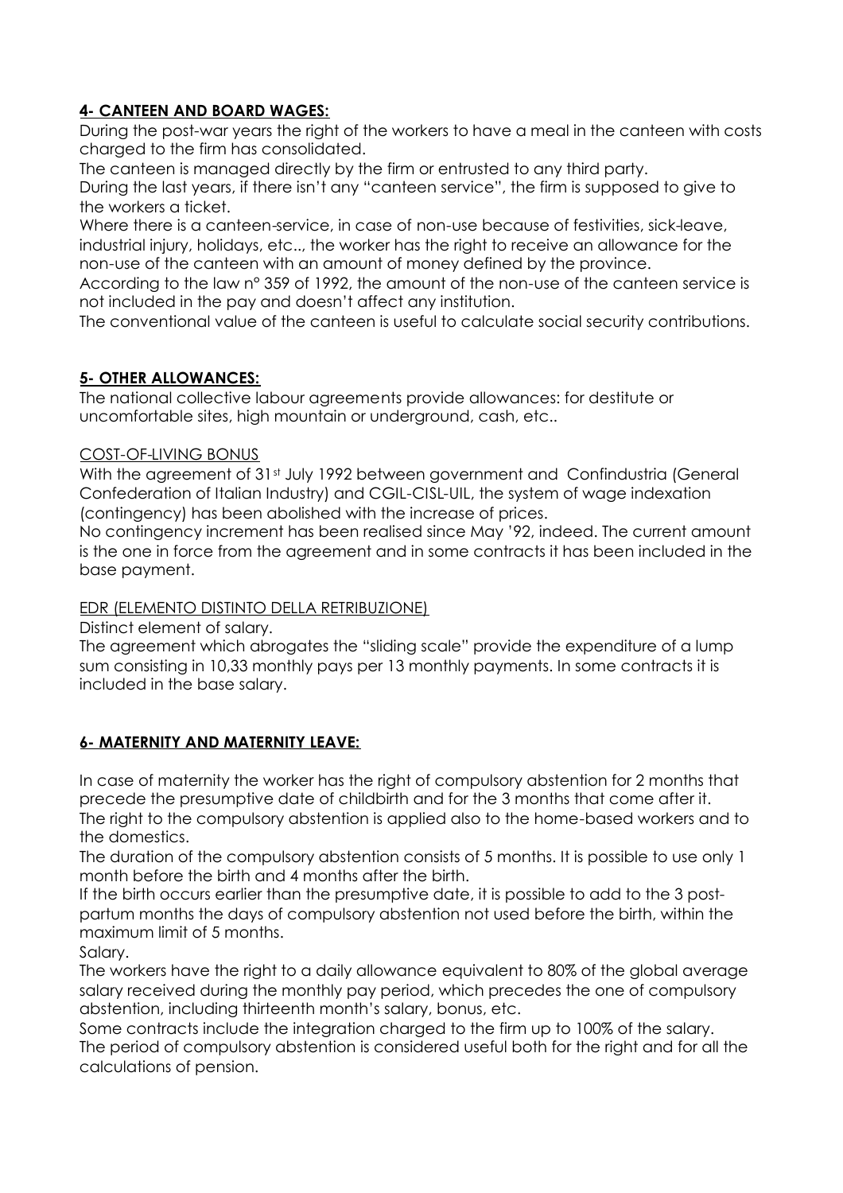## 4- CANTEEN AND BOARD WAGES:

During the post-war years the right of the workers to have a meal in the canteen with costs charged to the firm has consolidated.

The canteen is managed directly by the firm or entrusted to any third party.

During the last years, if there isn't any "canteen service", the firm is supposed to give to the workers a ticket.

Where there is a canteen-service, in case of non-use because of festivities, sick-leave, industrial injury, holidays, etc.., the worker has the right to receive an allowance for the non-use of the canteen with an amount of money defined by the province.

According to the law n° 359 of 1992, the amount of the non-use of the canteen service is not included in the pay and doesn't affect any institution.

The conventional value of the canteen is useful to calculate social security contributions.

## 5- OTHER ALLOWANCES:

The national collective labour agreements provide allowances: for destitute or uncomfortable sites, high mountain or underground, cash, etc..

### COST-OF-LIVING BONUS

With the agreement of 31st July 1992 between government and Confindustria (General Confederation of Italian Industry) and CGIL-CISL-UIL, the system of wage indexation (contingency) has been abolished with the increase of prices.

No contingency increment has been realised since May '92, indeed. The current amount is the one in force from the agreement and in some contracts it has been included in the base payment.

### EDR (ELEMENTO DISTINTO DELLA RETRIBUZIONE)

Distinct element of salary.

The agreement which abrogates the "sliding scale" provide the expenditure of a lump sum consisting in 10,33 monthly pays per 13 monthly payments. In some contracts it is included in the base salary.

## 6- MATERNITY AND MATERNITY LEAVE:

In case of maternity the worker has the right of compulsory abstention for 2 months that precede the presumptive date of childbirth and for the 3 months that come after it.

The right to the compulsory abstention is applied also to the home-based workers and to the domestics.

The duration of the compulsory abstention consists of 5 months. It is possible to use only 1 month before the birth and 4 months after the birth.

If the birth occurs earlier than the presumptive date, it is possible to add to the 3 post-partum months the days of compulsory abstention not used before the birth, within the maximum limit of 5 months.

Salary.

The workers have the right to a daily allowance equivalent to 80% of the global average salary received during the monthly pay period, which precedes the one of compulsory abstention, including thirteenth month's salary, bonus, etc.

Some contracts include the integration charged to the firm up to 100% of the salary.

The period of compulsory abstention is considered useful both for the right and for all the calculations of pension.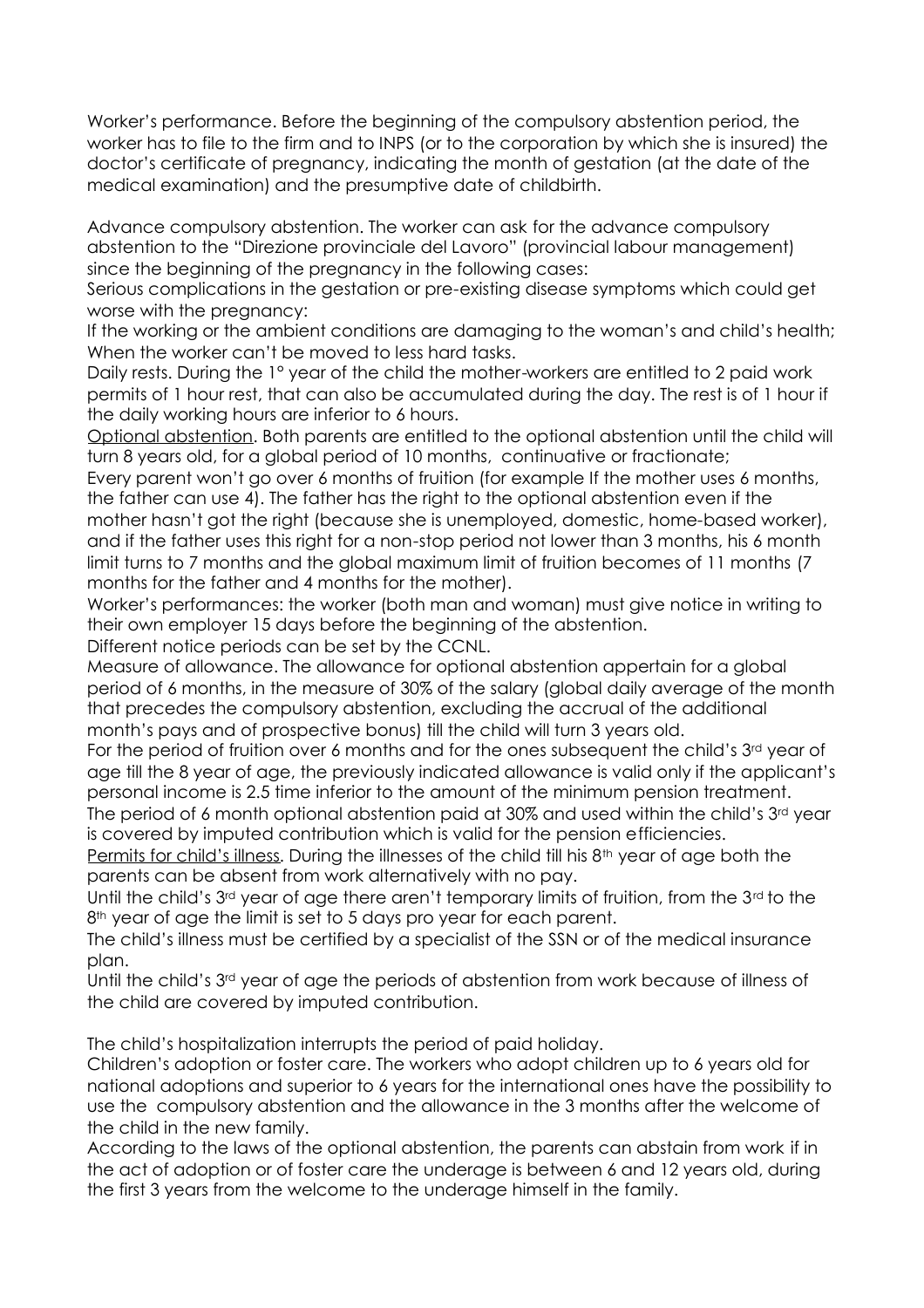Worker's performance. Before the beginning of the compulsory abstention period, the worker has to file to the firm and to INPS (or to the corporation by which she is insured) the doctor's certificate of pregnancy, indicating the month of gestation (at the date of the medical examination) and the presumptive date of childbirth.

Advance compulsory abstention. The worker can ask for the advance compulsory abstention to the "Direzione provinciale del Lavoro" (provincial labour management) since the beginning of the pregnancy in the following cases:
Serious complications in the gestation or pre-existing disease symptoms which could get worse with the pregnancy:
If the working or the ambient conditions are damaging to the woman's and child's health;
When the worker can't be moved to less hard tasks.
Daily rests. During the 1° year of the child the mother-workers are entitled to 2 paid work permits of 1 hour rest, that can also be accumulated during the day. The rest is of 1 hour if the daily working hours are inferior to 6 hours.
<u>Optional abstention</u>. Both parents are entitled to the optional abstention until the child will turn 8 years old, for a global period of 10 months, continuative or fractionate;
Every parent won't go over 6 months of fruition (for example If the mother uses 6 months, the father can use 4). The father has the right to the optional abstention even if the mother hasn't got the right (because she is unemployed, domestic, home-based worker), and if the father uses this right for a non-stop period not lower than 3 months, his 6 month limit turns to 7 months and the global maximum limit of fruition becomes of 11 months (7 months for the father and 4 months for the mother).
Worker's performances: the worker (both man and woman) must give notice in writing to their own employer 15 days before the beginning of the abstention.
Different notice periods can be set by the CCNL.
Measure of allowance. The allowance for optional abstention appertain for a global period of 6 months, in the measure of 30% of the salary (global daily average of the month that precedes the compulsory abstention, excluding the accrual of the additional month's pays and of prospective bonus) till the child will turn 3 years old.
For the period of fruition over 6 months and for the ones subsequent the child's 3rd year of age till the 8 year of age, the previously indicated allowance is valid only if the applicant's personal income is 2.5 time inferior to the amount of the minimum pension treatment.
The period of 6 month optional abstention paid at 30% and used within the child's 3rd year is covered by imputed contribution which is valid for the pension efficiencies.
<u>Permits for child's illness</u>. During the illnesses of the child till his 8th year of age both the parents can be absent from work alternatively with no pay.
Until the child's 3rd year of age there aren't temporary limits of fruition, from the 3rd to the 8th year of age the limit is set to 5 days pro year for each parent.
The child's illness must be certified by a specialist of the SSN or of the medical insurance plan.
Until the child's 3rd year of age the periods of abstention from work because of illness of the child are covered by imputed contribution.

The child's hospitalization interrupts the period of paid holiday.
Children's adoption or foster care. The workers who adopt children up to 6 years old for national adoptions and superior to 6 years for the international ones have the possibility to use the compulsory abstention and the allowance in the 3 months after the welcome of the child in the new family.
According to the laws of the optional abstention, the parents can abstain from work if in the act of adoption or of foster care the underage is between 6 and 12 years old, during the first 3 years from the welcome to the underage himself in the family.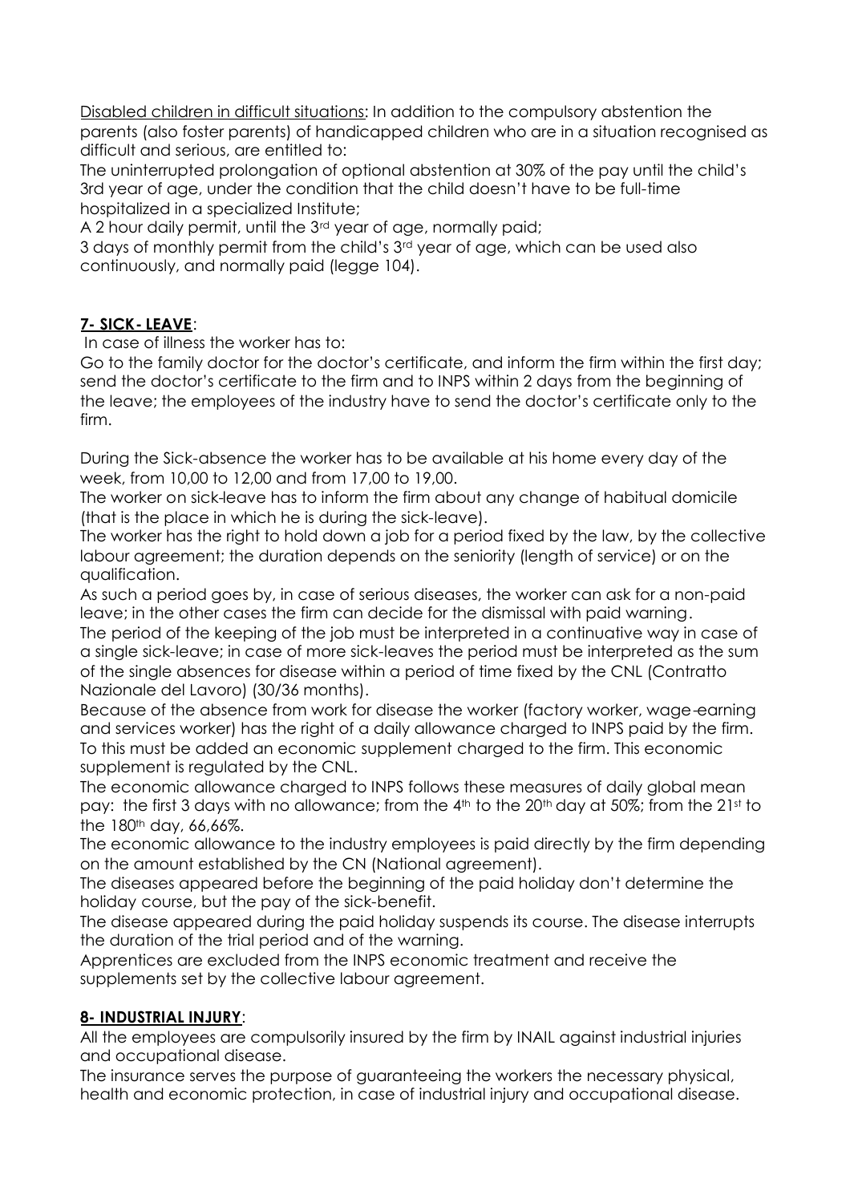Disabled children in difficult situations: In addition to the compulsory abstention the parents (also foster parents) of handicapped children who are in a situation recognised as difficult and serious, are entitled to:

The uninterrupted prolongation of optional abstention at 30% of the pay until the child's 3rd year of age, under the condition that the child doesn't have to be full-time hospitalized in a specialized Institute;

A 2 hour daily permit, until the 3rd year of age, normally paid;

3 days of monthly permit from the child's 3rd year of age, which can be used also continuously, and normally paid (legge 104).

## 7- SICK- LEAVE:

In case of illness the worker has to:

Go to the family doctor for the doctor's certificate, and inform the firm within the first day; send the doctor's certificate to the firm and to INPS within 2 days from the beginning of the leave; the employees of the industry have to send the doctor's certificate only to the firm.

During the Sick-absence the worker has to be available at his home every day of the week, from 10,00 to 12,00 and from 17,00 to 19,00.

The worker on sick-leave has to inform the firm about any change of habitual domicile (that is the place in which he is during the sick-leave).

The worker has the right to hold down a job for a period fixed by the law, by the collective labour agreement; the duration depends on the seniority (length of service) or on the qualification.

As such a period goes by, in case of serious diseases, the worker can ask for a non-paid leave; in the other cases the firm can decide for the dismissal with paid warning.

The period of the keeping of the job must be interpreted in a continuative way in case of a single sick-leave; in case of more sick-leaves the period must be interpreted as the sum of the single absences for disease within a period of time fixed by the CNL (Contratto Nazionale del Lavoro) (30/36 months).

Because of the absence from work for disease the worker (factory worker, wage-earning and services worker) has the right of a daily allowance charged to INPS paid by the firm. To this must be added an economic supplement charged to the firm. This economic supplement is regulated by the CNL.

The economic allowance charged to INPS follows these measures of daily global mean pay: the first 3 days with no allowance; from the 4th to the 20th day at 50%; from the 21st to the 180th day, 66,66%.

The economic allowance to the industry employees is paid directly by the firm depending on the amount established by the CN (National agreement).

The diseases appeared before the beginning of the paid holiday don't determine the holiday course, but the pay of the sick-benefit.

The disease appeared during the paid holiday suspends its course. The disease interrupts the duration of the trial period and of the warning.

Apprentices are excluded from the INPS economic treatment and receive the supplements set by the collective labour agreement.

## 8- INDUSTRIAL INJURY:

All the employees are compulsorily insured by the firm by INAIL against industrial injuries and occupational disease.

The insurance serves the purpose of guaranteeing the workers the necessary physical, health and economic protection, in case of industrial injury and occupational disease.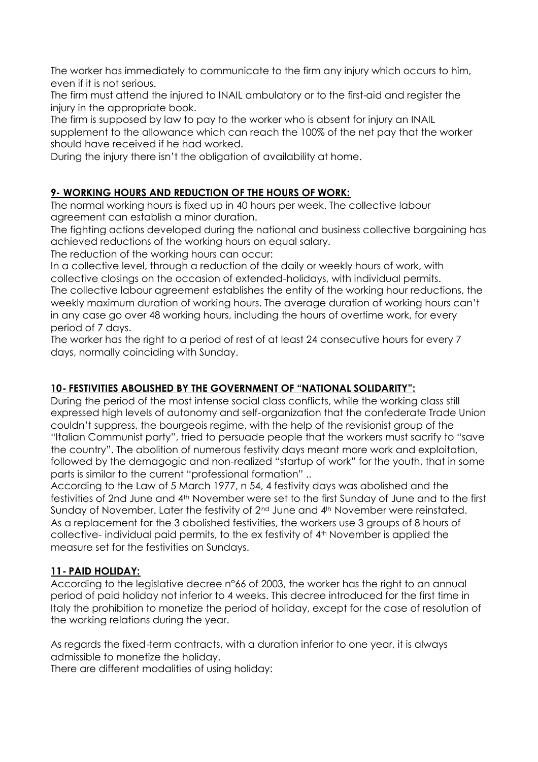The worker has immediately to communicate to the firm any injury which occurs to him, even if it is not serious.
The firm must attend the injured to INAIL ambulatory or to the first-aid and register the injury in the appropriate book.
The firm is supposed by law to pay to the worker who is absent for injury an INAIL supplement to the allowance which can reach the 100% of the net pay that the worker should have received if he had worked.
During the injury there isn't the obligation of availability at home.

## 9- WORKING HOURS AND REDUCTION OF THE HOURS OF WORK:

The normal working hours is fixed up in 40 hours per week. The collective labour agreement can establish a minor duration.
The fighting actions developed during the national and business collective bargaining has achieved reductions of the working hours on equal salary.
The reduction of the working hours can occur:
In a collective level, through a reduction of the daily or weekly hours of work, with collective closings on the occasion of extended-holidays, with individual permits.
The collective labour agreement establishes the entity of the working hour reductions, the weekly maximum duration of working hours. The average duration of working hours can't in any case go over 48 working hours, including the hours of overtime work, for every period of 7 days.
The worker has the right to a period of rest of at least 24 consecutive hours for every 7 days, normally coinciding with Sunday.

## 10- FESTIVITIES ABOLISHED BY THE GOVERNMENT OF "NATIONAL SOLIDARITY":

During the period of the most intense social class conflicts, while the working class still expressed high levels of autonomy and self-organization that the confederate Trade Union couldn't suppress, the bourgeois regime, with the help of the revisionist group of the "Italian Communist party", tried to persuade people that the workers must sacrify to "save the country". The abolition of numerous festivity days meant more work and exploitation, followed by the demagogic and non-realized "startup of work" for the youth, that in some parts is similar to the current "professional formation" ..
According to the Law of 5 March 1977, n 54, 4 festivity days was abolished and the festivities of 2nd June and 4th November were set to the first Sunday of June and to the first Sunday of November. Later the festivity of 2nd June and 4th November were reinstated.
As a replacement for the 3 abolished festivities, the workers use 3 groups of 8 hours of collective- individual paid permits, to the ex festivity of 4th November is applied the measure set for the festivities on Sundays.

## 11- PAID HOLIDAY:

According to the legislative decree n°66 of 2003, the worker has the right to an annual period of paid holiday not inferior to 4 weeks. This decree introduced for the first time in Italy the prohibition to monetize the period of holiday, except for the case of resolution of the working relations during the year.

As regards the fixed-term contracts, with a duration inferior to one year, it is always admissible to monetize the holiday.
There are different modalities of using holiday: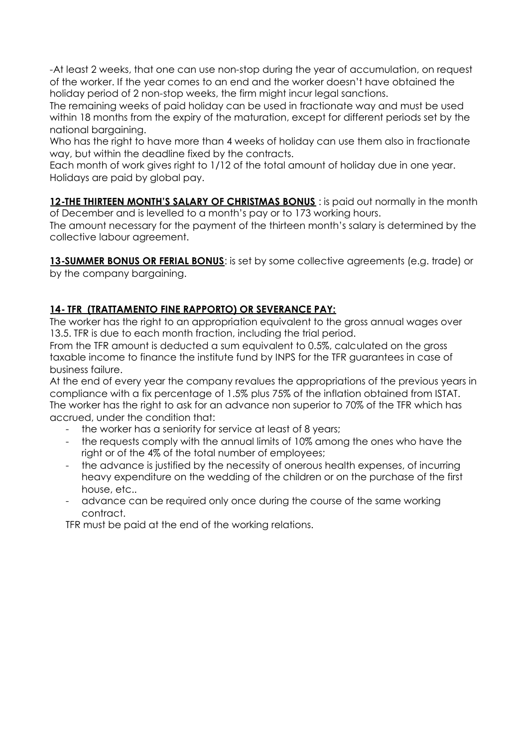-At least 2 weeks, that one can use non-stop during the year of accumulation, on request of the worker. If the year comes to an end and the worker doesn't have obtained the holiday period of 2 non-stop weeks, the firm might incur legal sanctions.
The remaining weeks of paid holiday can be used in fractionate way and must be used within 18 months from the expiry of the maturation, except for different periods set by the national bargaining.
Who has the right to have more than 4 weeks of holiday can use them also in fractionate way, but within the deadline fixed by the contracts.
Each month of work gives right to 1/12 of the total amount of holiday due in one year.
Holidays are paid by global pay.

**12-THE THIRTEEN MONTH'S SALARY OF CHRISTMAS BONUS** : is paid out normally in the month of December and is levelled to a month's pay or to 173 working hours.
The amount necessary for the payment of the thirteen month's salary is determined by the collective labour agreement.

**13-SUMMER BONUS OR FERIAL BONUS**: is set by some collective agreements (e.g. trade) or by the company bargaining.

**14- TFR (TRATTAMENTO FINE RAPPORTO) OR SEVERANCE PAY:**

The worker has the right to an appropriation equivalent to the gross annual wages over 13.5. TFR is due to each month fraction, including the trial period.
From the TFR amount is deducted a sum equivalent to 0.5%, calculated on the gross taxable income to finance the institute fund by INPS for the TFR guarantees in case of business failure.
At the end of every year the company revalues the appropriations of the previous years in compliance with a fix percentage of 1.5% plus 75% of the inflation obtained from ISTAT.
The worker has the right to ask for an advance non superior to 70% of the TFR which has accrued, under the condition that:

- the worker has a seniority for service at least of 8 years;
- the requests comply with the annual limits of 10% among the ones who have the right or of the 4% of the total number of employees;
- the advance is justified by the necessity of onerous health expenses, of incurring heavy expenditure on the wedding of the children or on the purchase of the first house, etc..
- advance can be required only once during the course of the same working contract.

TFR must be paid at the end of the working relations.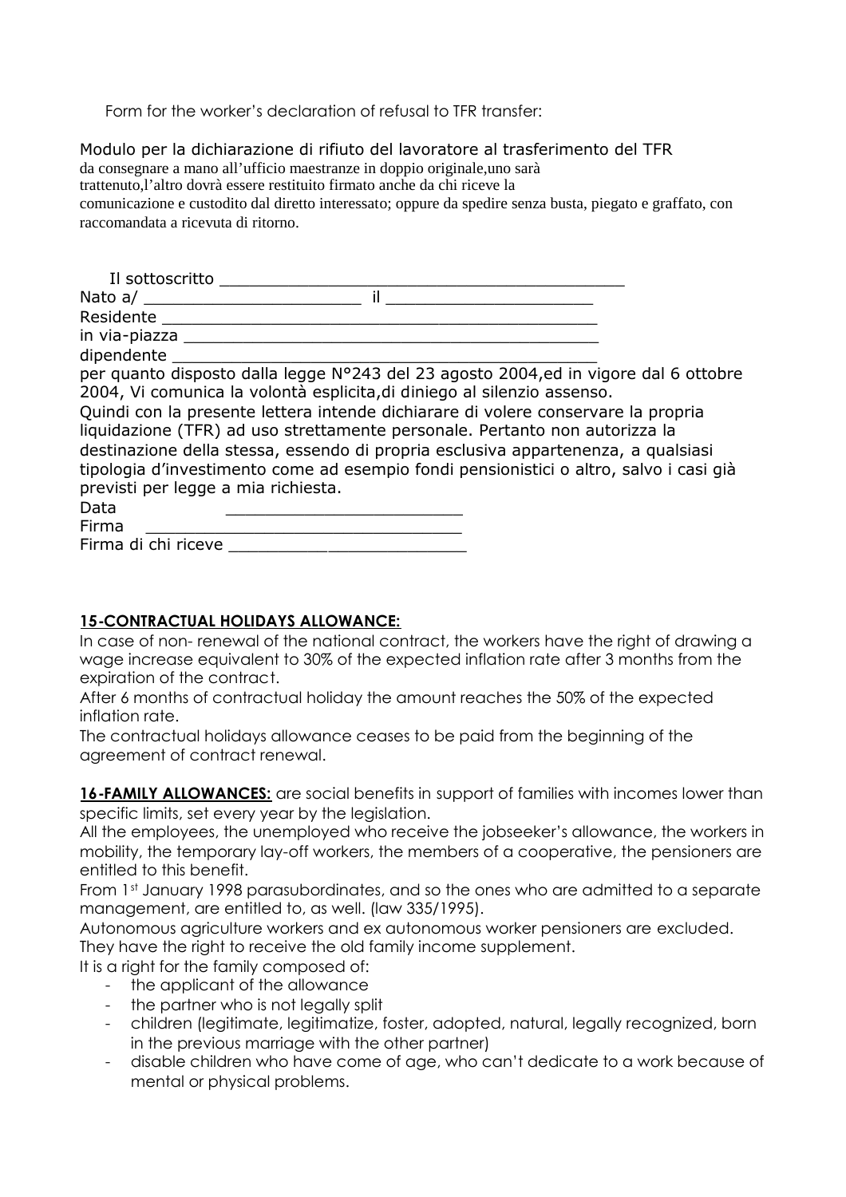Form for the worker's declaration of refusal to TFR transfer:

Modulo per la dichiarazione di rifiuto del lavoratore al trasferimento del TFR
da consegnare a mano all'ufficio maestranze in doppio originale,uno sarà
trattenuto,l'altro dovrà essere restituito firmato anche da chi riceve la
comunicazione e custodito dal diretto interessato; oppure da spedire senza busta, piegato e graffato, con
raccomandata a ricevuta di ritorno.

Il sottoscritto ___________________________________________
Nato a/ ______________________ il _____________________
Residente _____________________________________________
in via-piazza __________________________________________
dipendente ____________________________________________
per quanto disposto dalla legge N°243 del 23 agosto 2004,ed in vigore dal 6 ottobre 2004, Vi comunica la volontà esplicita,di diniego al silenzio assenso.
Quindi con la presente lettera intende dichiarare di volere conservare la propria liquidazione (TFR) ad uso strettamente personale. Pertanto non autorizza la destinazione della stessa, essendo di propria esclusiva appartenenza, a qualsiasi tipologia d'investimento come ad esempio fondi pensionistici o altro, salvo i casi già previsti per legge a mia richiesta.
Data ________________________
Firma ________________________________
Firma di chi riceve _________________________

**15-CONTRACTUAL HOLIDAYS ALLOWANCE:**
In case of non- renewal of the national contract, the workers have the right of drawing a wage increase equivalent to 30% of the expected inflation rate after 3 months from the expiration of the contract.
After 6 months of contractual holiday the amount reaches the 50% of the expected inflation rate.
The contractual holidays allowance ceases to be paid from the beginning of the agreement of contract renewal.

**16-FAMILY ALLOWANCES:** are social benefits in support of families with incomes lower than specific limits, set every year by the legislation.
All the employees, the unemployed who receive the jobseeker's allowance, the workers in mobility, the temporary lay-off workers, the members of a cooperative, the pensioners are entitled to this benefit.
From 1st January 1998 parasubordinates, and so the ones who are admitted to a separate management, are entitled to, as well. (law 335/1995).
Autonomous agriculture workers and ex autonomous worker pensioners are excluded.
They have the right to receive the old family income supplement.
It is a right for the family composed of:

- the applicant of the allowance
- the partner who is not legally split
- children (legitimate, legitimatize, foster, adopted, natural, legally recognized, born in the previous marriage with the other partner)
- disable children who have come of age, who can't dedicate to a work because of mental or physical problems.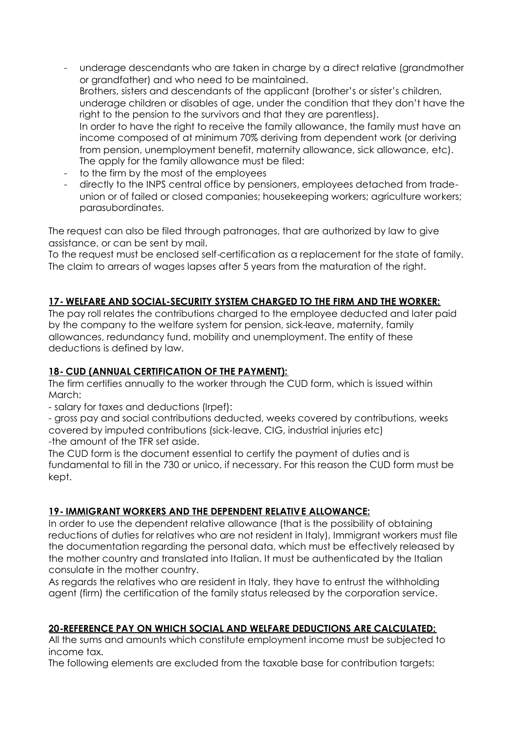- underage descendants who are taken in charge by a direct relative (grandmother or grandfather) and who need to be maintained.
  Brothers, sisters and descendants of the applicant (brother's or sister's children, underage children or disables of age, under the condition that they don't have the right to the pension to the survivors and that they are parentless).
  In order to have the right to receive the family allowance, the family must have an income composed of at minimum 70% deriving from dependent work (or deriving from pension, unemployment benefit, maternity allowance, sick allowance, etc).
  The apply for the family allowance must be filed:
- to the firm by the most of the employees
- directly to the INPS central office by pensioners, employees detached from trade-union or of failed or closed companies; housekeeping workers; agriculture workers; parasubordinates.

The request can also be filed through patronages, that are authorized by law to give assistance, or can be sent by mail.
To the request must be enclosed self-certification as a replacement for the state of family.
The claim to arrears of wages lapses after 5 years from the maturation of the right.

## 17- WELFARE AND SOCIAL-SECURITY SYSTEM CHARGED TO THE FIRM AND THE WORKER:

The pay roll relates the contributions charged to the employee deducted and later paid by the company to the welfare system for pension, sick-leave, maternity, family allowances, redundancy fund, mobility and unemployment. The entity of these deductions is defined by law.

## 18- CUD (ANNUAL CERTIFICATION OF THE PAYMENT):

The firm certifies annually to the worker through the CUD form, which is issued within March:

- salary for taxes and deductions (Irpef):
- gross pay and social contributions deducted, weeks covered by contributions, weeks covered by imputed contributions (sick-leave, CIG, industrial injuries etc)
- the amount of the TFR set aside.

The CUD form is the document essential to certify the payment of duties and is fundamental to fill in the 730 or unico, if necessary. For this reason the CUD form must be kept.

## 19- IMMIGRANT WORKERS AND THE DEPENDENT RELATIVE ALLOWANCE:

In order to use the dependent relative allowance (that is the possibility of obtaining reductions of duties for relatives who are not resident in Italy), Immigrant workers must file the documentation regarding the personal data, which must be effectively released by the mother country and translated into Italian. It must be authenticated by the Italian consulate in the mother country.
As regards the relatives who are resident in Italy, they have to entrust the withholding agent (firm) the certification of the family status released by the corporation service.

## 20-REFERENCE PAY ON WHICH SOCIAL AND WELFARE DEDUCTIONS ARE CALCULATED:

All the sums and amounts which constitute employment income must be subjected to income tax.
The following elements are excluded from the taxable base for contribution targets: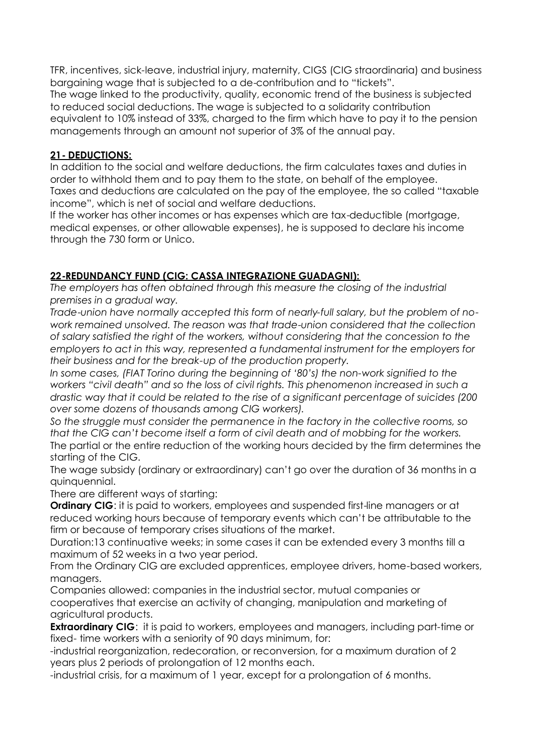TFR, incentives, sick-leave, industrial injury, maternity, CIGS (CIG straordinaria) and business bargaining wage that is subjected to a de-contribution and to "tickets".
The wage linked to the productivity, quality, economic trend of the business is subjected to reduced social deductions. The wage is subjected to a solidarity contribution equivalent to 10% instead of 33%, charged to the firm which have to pay it to the pension managements through an amount not superior of 3% of the annual pay.

## 21- DEDUCTIONS:

In addition to the social and welfare deductions, the firm calculates taxes and duties in order to withhold them and to pay them to the state, on behalf of the employee.
Taxes and deductions are calculated on the pay of the employee, the so called "taxable income", which is net of social and welfare deductions.
If the worker has other incomes or has expenses which are tax-deductible (mortgage, medical expenses, or other allowable expenses), he is supposed to declare his income through the 730 form or Unico.

## 22-REDUNDANCY FUND (CIG: CASSA INTEGRAZIONE GUADAGNI):

*The employers has often obtained through this measure the closing of the industrial premises in a gradual way.*
*Trade-union have normally accepted this form of nearly-full salary, but the problem of no-work remained unsolved. The reason was that trade-union considered that the collection of salary satisfied the right of the workers, without considering that the concession to the employers to act in this way, represented a fundamental instrument for the employers for their business and for the break-up of the production property.*
*In some cases, (FIAT Torino during the beginning of '80's) the non-work signified to the workers "civil death" and so the loss of civil rights. This phenomenon increased in such a drastic way that it could be related to the rise of a significant percentage of suicides (200 over some dozens of thousands among CIG workers).*
*So the struggle must consider the permanence in the factory in the collective rooms, so that the CIG can't become itself a form of civil death and of mobbing for the workers.*
The partial or the entire reduction of the working hours decided by the firm determines the starting of the CIG.
The wage subsidy (ordinary or extraordinary) can't go over the duration of 36 months in a quinquennial.
There are different ways of starting:
**Ordinary CIG**: it is paid to workers, employees and suspended first-line managers or at reduced working hours because of temporary events which can't be attributable to the firm or because of temporary crises situations of the market.
Duration:13 continuative weeks; in some cases it can be extended every 3 months till a maximum of 52 weeks in a two year period.
From the Ordinary CIG are excluded apprentices, employee drivers, home-based workers, managers.
Companies allowed: companies in the industrial sector, mutual companies or cooperatives that exercise an activity of changing, manipulation and marketing of agricultural products.
**Extraordinary CIG**: it is paid to workers, employees and managers, including part-time or fixed- time workers with a seniority of 90 days minimum, for:
-industrial reorganization, redecoration, or reconversion, for a maximum duration of 2 years plus 2 periods of prolongation of 12 months each.
-industrial crisis, for a maximum of 1 year, except for a prolongation of 6 months.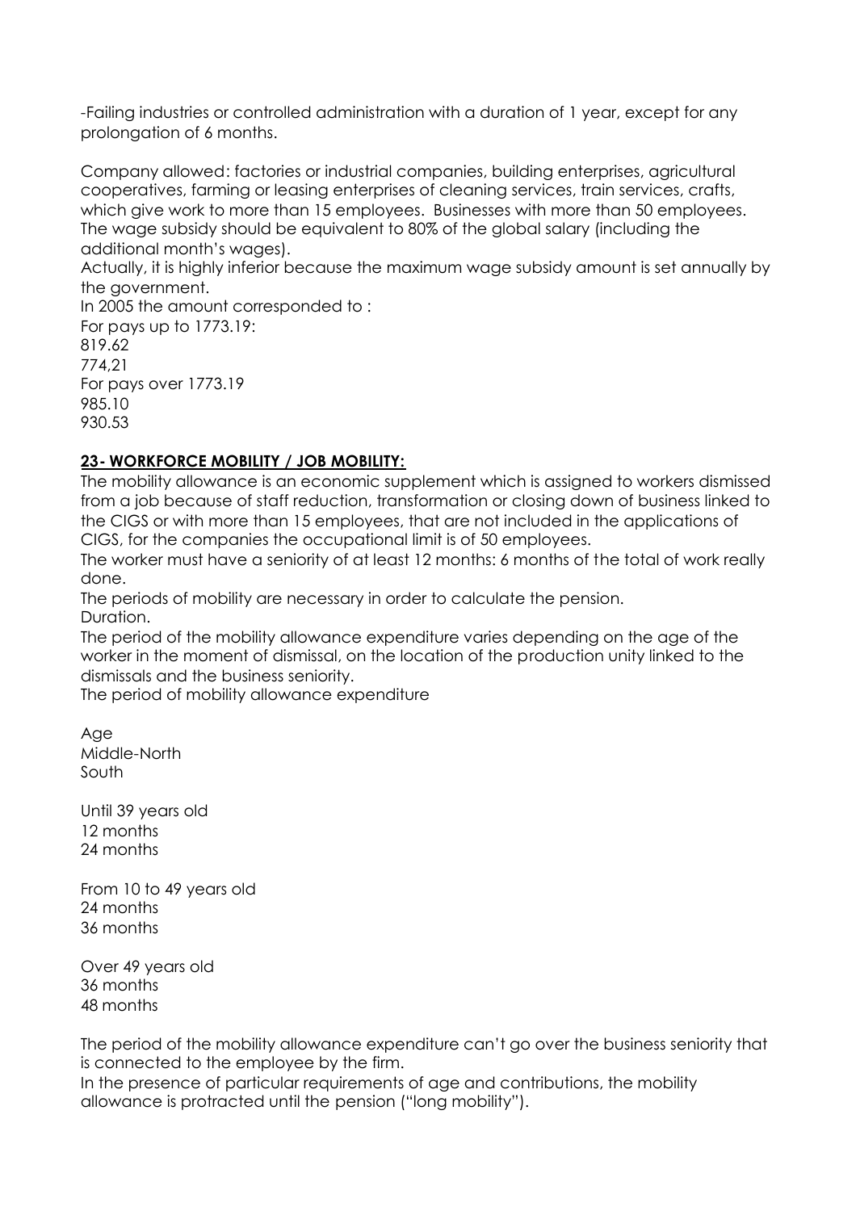-Failing industries or controlled administration with a duration of 1 year, except for any prolongation of 6 months.

Company allowed: factories or industrial companies, building enterprises, agricultural cooperatives, farming or leasing enterprises of cleaning services, train services, crafts, which give work to more than 15 employees. Businesses with more than 50 employees. The wage subsidy should be equivalent to 80% of the global salary (including the additional month's wages).

Actually, it is highly inferior because the maximum wage subsidy amount is set annually by the government.

In 2005 the amount corresponded to :

For pays up to 1773.19:

819.62

774,21

For pays over 1773.19

985.10

930.53

## 23- WORKFORCE MOBILITY / JOB MOBILITY:

The mobility allowance is an economic supplement which is assigned to workers dismissed from a job because of staff reduction, transformation or closing down of business linked to the CIGS or with more than 15 employees, that are not included in the applications of CIGS, for the companies the occupational limit is of 50 employees.

The worker must have a seniority of at least 12 months: 6 months of the total of work really done.

The periods of mobility are necessary in order to calculate the pension.

Duration.

The period of the mobility allowance expenditure varies depending on the age of the worker in the moment of dismissal, on the location of the production unity linked to the dismissals and the business seniority.

The period of mobility allowance expenditure

| Age | Middle-North | South |
|---|---|---|
| Until 39 years old | 12 months | 24 months |
| From 10 to 49 years old | 24 months | 36 months |
| Over 49 years old | 36 months | 48 months |

The period of the mobility allowance expenditure can't go over the business seniority that is connected to the employee by the firm.

In the presence of particular requirements of age and contributions, the mobility allowance is protracted until the pension ("long mobility").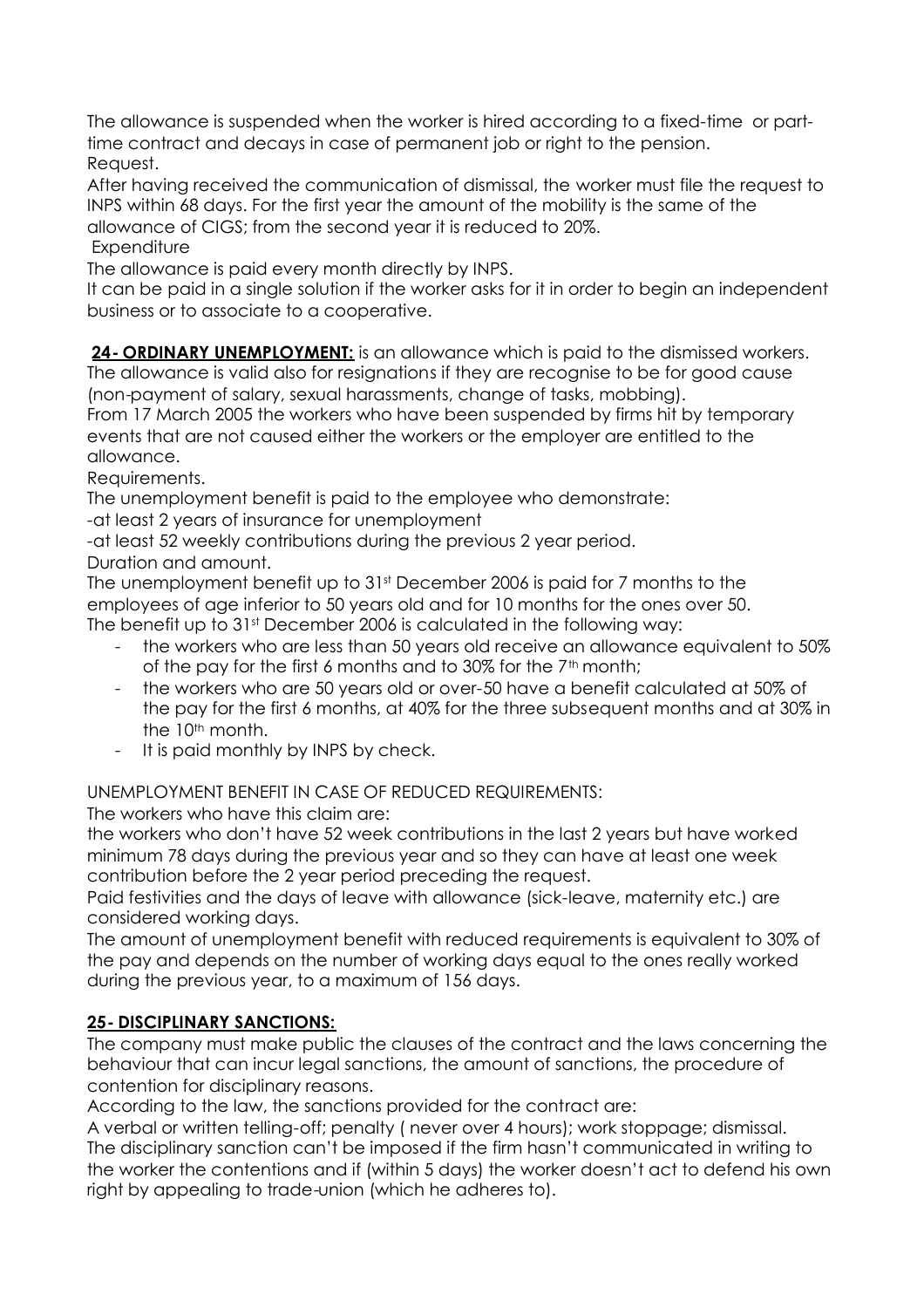The allowance is suspended when the worker is hired according to a fixed-time or part-time contract and decays in case of permanent job or right to the pension.
Request.
After having received the communication of dismissal, the worker must file the request to INPS within 68 days. For the first year the amount of the mobility is the same of the allowance of CIGS; from the second year it is reduced to 20%.
Expenditure
The allowance is paid every month directly by INPS.
It can be paid in a single solution if the worker asks for it in order to begin an independent business or to associate to a cooperative.

**24- ORDINARY UNEMPLOYMENT:** is an allowance which is paid to the dismissed workers. The allowance is valid also for resignations if they are recognise to be for good cause (non-payment of salary, sexual harassments, change of tasks, mobbing).
From 17 March 2005 the workers who have been suspended by firms hit by temporary events that are not caused either the workers or the employer are entitled to the allowance.
Requirements.
The unemployment benefit is paid to the employee who demonstrate:
-at least 2 years of insurance for unemployment
-at least 52 weekly contributions during the previous 2 year period.
Duration and amount.
The unemployment benefit up to 31st December 2006 is paid for 7 months to the employees of age inferior to 50 years old and for 10 months for the ones over 50.
The benefit up to 31st December 2006 is calculated in the following way:

- the workers who are less than 50 years old receive an allowance equivalent to 50% of the pay for the first 6 months and to 30% for the 7th month;
- the workers who are 50 years old or over-50 have a benefit calculated at 50% of the pay for the first 6 months, at 40% for the three subsequent months and at 30% in the 10th month.
- It is paid monthly by INPS by check.

UNEMPLOYMENT BENEFIT IN CASE OF REDUCED REQUIREMENTS:
The workers who have this claim are:
the workers who don't have 52 week contributions in the last 2 years but have worked minimum 78 days during the previous year and so they can have at least one week contribution before the 2 year period preceding the request.
Paid festivities and the days of leave with allowance (sick-leave, maternity etc.) are considered working days.
The amount of unemployment benefit with reduced requirements is equivalent to 30% of the pay and depends on the number of working days equal to the ones really worked during the previous year, to a maximum of 156 days.

**25- DISCIPLINARY SANCTIONS:**
The company must make public the clauses of the contract and the laws concerning the behaviour that can incur legal sanctions, the amount of sanctions, the procedure of contention for disciplinary reasons.
According to the law, the sanctions provided for the contract are:
A verbal or written telling-off; penalty ( never over 4 hours); work stoppage; dismissal.
The disciplinary sanction can't be imposed if the firm hasn't communicated in writing to the worker the contentions and if (within 5 days) the worker doesn't act to defend his own right by appealing to trade-union (which he adheres to).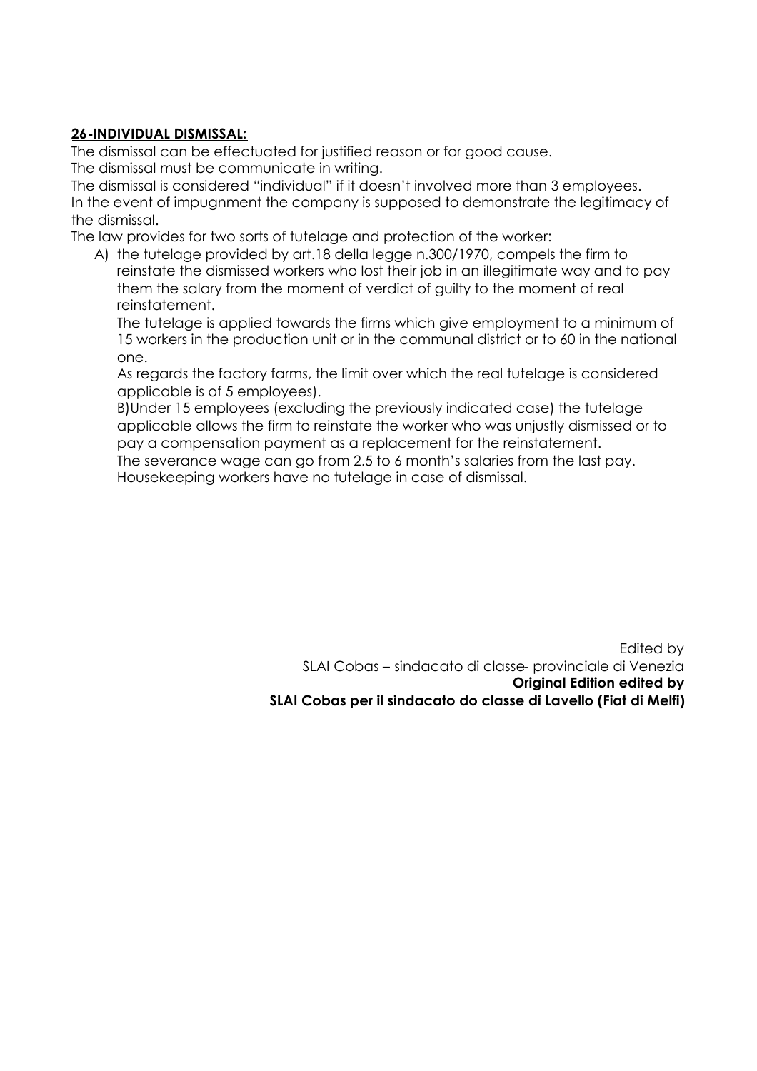**26-INDIVIDUAL DISMISSAL:**

The dismissal can be effectuated for justified reason or for good cause.
The dismissal must be communicate in writing.
The dismissal is considered "individual" if it doesn't involved more than 3 employees.
In the event of impugnment the company is supposed to demonstrate the legitimacy of the dismissal.
The law provides for two sorts of tutelage and protection of the worker:

A) the tutelage provided by art.18 della legge n.300/1970, compels the firm to reinstate the dismissed workers who lost their job in an illegitimate way and to pay them the salary from the moment of verdict of guilty to the moment of real reinstatement.
   The tutelage is applied towards the firms which give employment to a minimum of 15 workers in the production unit or in the communal district or to 60 in the national one.
   As regards the factory farms, the limit over which the real tutelage is considered applicable is of 5 employees).
   B)Under 15 employees (excluding the previously indicated case) the tutelage applicable allows the firm to reinstate the worker who was unjustly dismissed or to pay a compensation payment as a replacement for the reinstatement.
   The severance wage can go from 2.5 to 6 month's salaries from the last pay.
   Housekeeping workers have no tutelage in case of dismissal.

Edited by
SLAI Cobas – sindacato di classe- provinciale di Venezia
**Original Edition edited by**
**SLAI Cobas per il sindacato do classe di Lavello (Fiat di Melfi)**